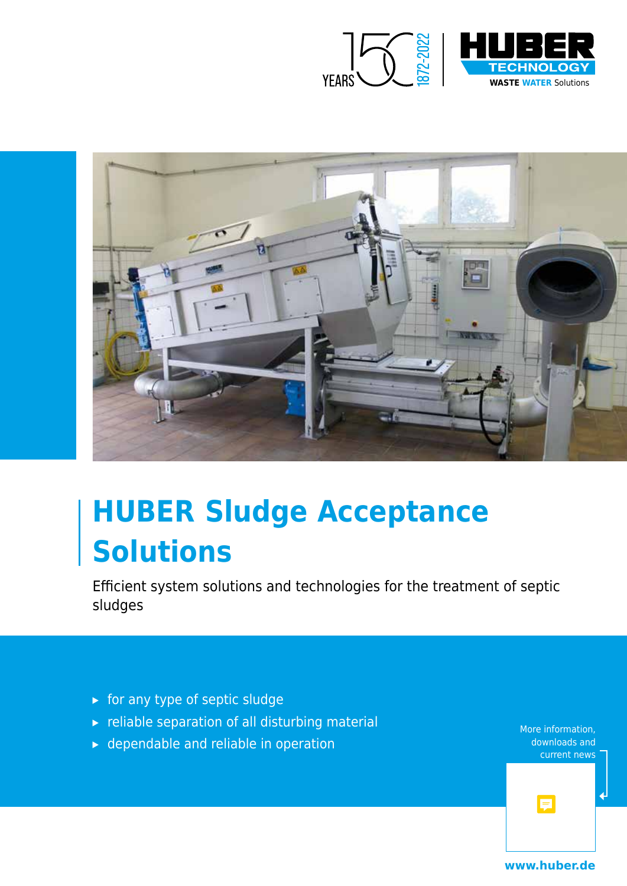# HUBER Sludge Acceptance Solutions

Efficient system solutions and technologies for the treatment of septic sludges

- for any type of septic sludge
- reliable separation of all disturbing material
- dependable and reliable in operation

More information, downloads and current news

www.huber.de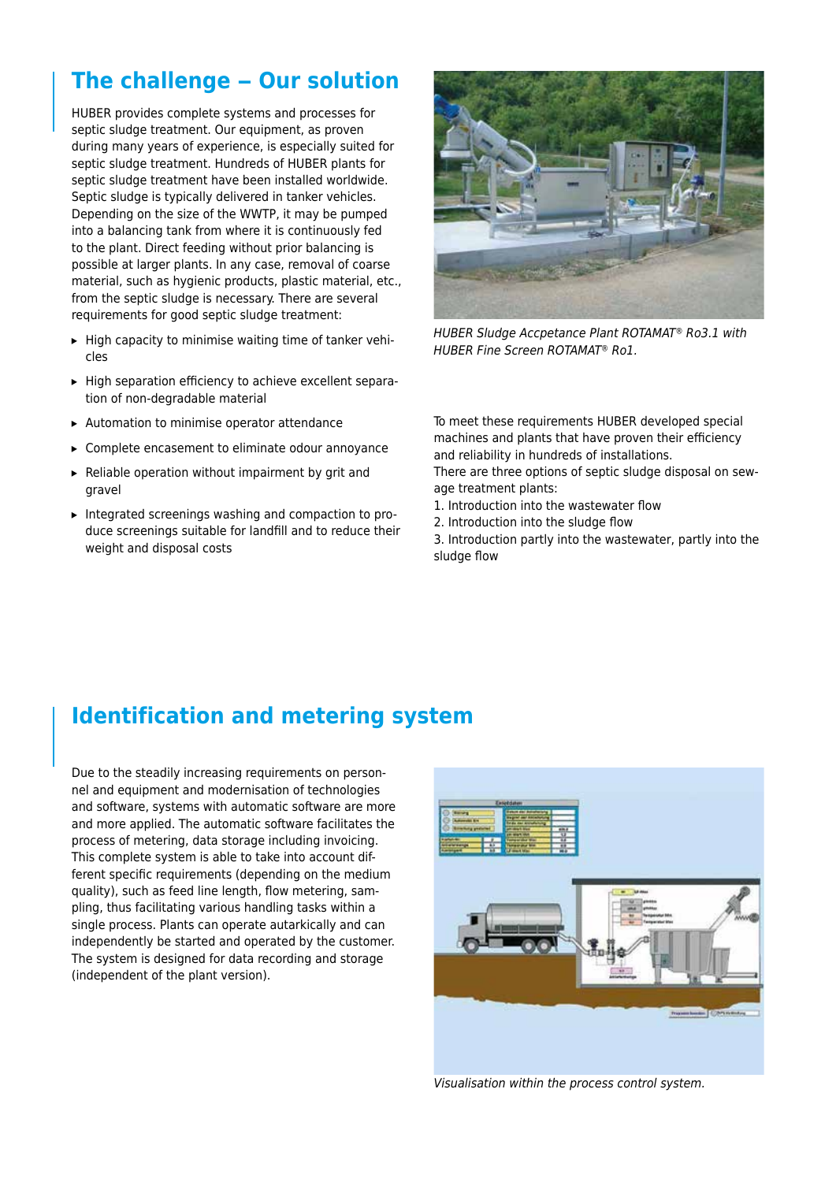## The challenge – Our solution

HUBER provides complete systems and processes for septic sludge treatment. Our equipment, as proven during many years of experience, is especially suited for septic sludge treatment. Hundreds of HUBER plants for septic sludge treatment have been installed worldwide. Septic sludge is typically delivered in tanker vehicles. Depending on the size of the WWTP, it may be pumped into a balancing tank from where it is continuously fed to the plant. Direct feeding without prior balancing is possible at larger plants. In any case, removal of coarse material, such as hygienic products, plastic material, etc., from the septic sludge is necessary. There are several requirements for good septic sludge treatment:

- High capacity to minimise waiting time of tanker vehicles
- High separation efficiency to achieve excellent separation of non-degradable material
- Automation to minimise operator attendance
- Complete encasement to eliminate odour annoyance
- Reliable operation without impairment by grit and gravel
- Integrated screenings washing and compaction to produce screenings suitable for landfill and to reduce their weight and disposal costs

*HUBER Sludge Accpetance Plant ROTAMAT® Ro3.1 with HUBER Fine Screen ROTAMAT® Ro1.*

To meet these requirements HUBER developed special machines and plants that have proven their efficiency and reliability in hundreds of installations.
There are three options of septic sludge disposal on sewage treatment plants:

1. Introduction into the wastewater flow
2. Introduction into the sludge flow
3. Introduction partly into the wastewater, partly into the sludge flow

## Identification and metering system

Due to the steadily increasing requirements on personnel and equipment and modernisation of technologies and software, systems with automatic software are more and more applied. The automatic software facilitates the process of metering, data storage including invoicing. This complete system is able to take into account different specific requirements (depending on the medium quality), such as feed line length, flow metering, sampling, thus facilitating various handling tasks within a single process. Plants can operate autarkically and can independently be started and operated by the customer. The system is designed for data recording and storage (independent of the plant version).

*Visualisation within the process control system.*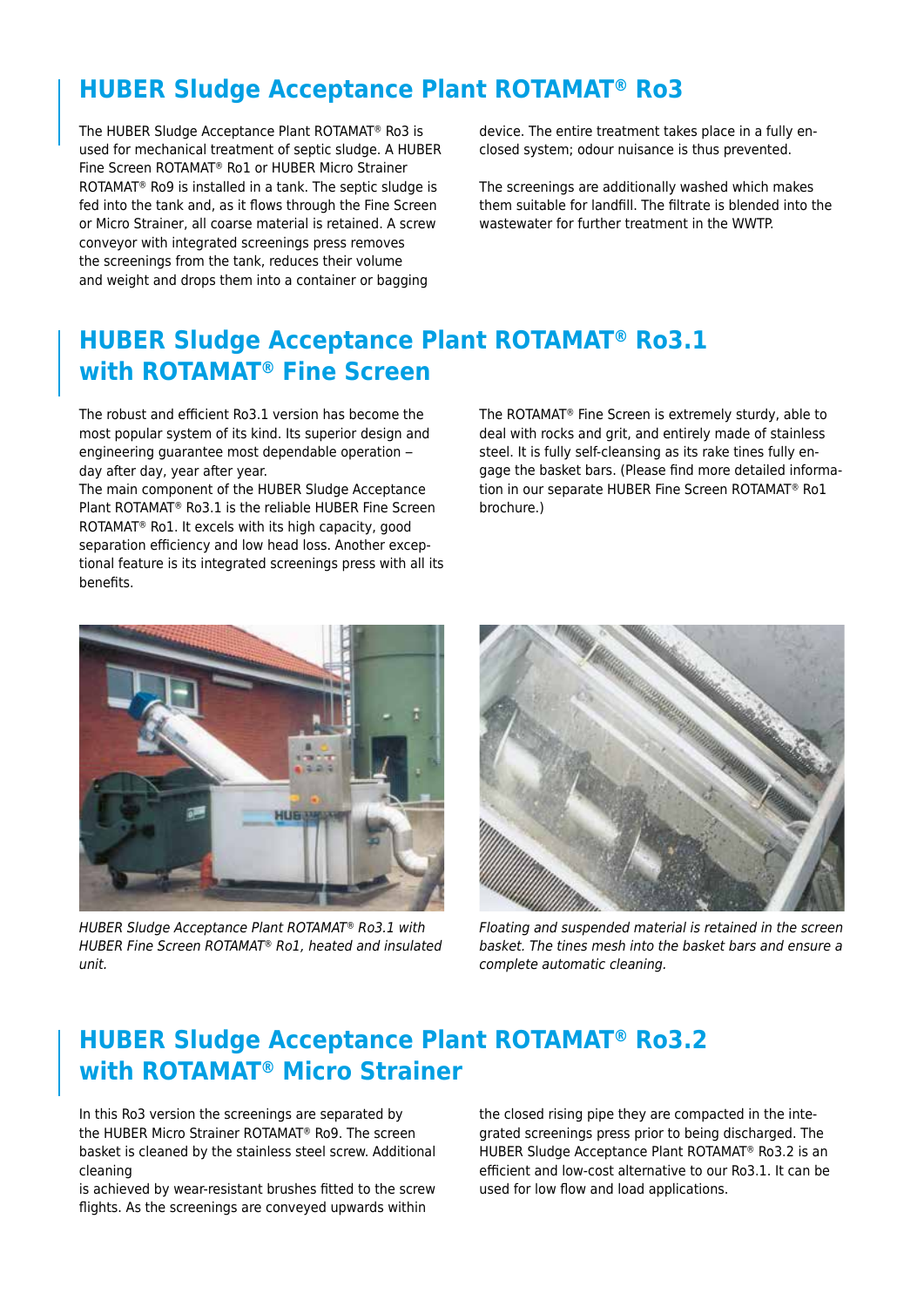## HUBER Sludge Acceptance Plant ROTAMAT® Ro3

The HUBER Sludge Acceptance Plant ROTAMAT® Ro3 is used for mechanical treatment of septic sludge. A HUBER Fine Screen ROTAMAT® Ro1 or HUBER Micro Strainer ROTAMAT® Ro9 is installed in a tank. The septic sludge is fed into the tank and, as it flows through the Fine Screen or Micro Strainer, all coarse material is retained. A screw conveyor with integrated screenings press removes the screenings from the tank, reduces their volume and weight and drops them into a container or bagging device. The entire treatment takes place in a fully enclosed system; odour nuisance is thus prevented.

The screenings are additionally washed which makes them suitable for landfill. The filtrate is blended into the wastewater for further treatment in the WWTP.

## HUBER Sludge Acceptance Plant ROTAMAT® Ro3.1 with ROTAMAT® Fine Screen

The robust and efficient Ro3.1 version has become the most popular system of its kind. Its superior design and engineering guarantee most dependable operation – day after day, year after year.
The main component of the HUBER Sludge Acceptance Plant ROTAMAT® Ro3.1 is the reliable HUBER Fine Screen ROTAMAT® Ro1. It excels with its high capacity, good separation efficiency and low head loss. Another exceptional feature is its integrated screenings press with all its benefits.

The ROTAMAT® Fine Screen is extremely sturdy, able to deal with rocks and grit, and entirely made of stainless steel. It is fully self-cleansing as its rake tines fully engage the basket bars. (Please find more detailed information in our separate HUBER Fine Screen ROTAMAT® Ro1 brochure.)

*HUBER Sludge Acceptance Plant ROTAMAT® Ro3.1 with HUBER Fine Screen ROTAMAT® Ro1, heated and insulated unit.*

*Floating and suspended material is retained in the screen basket. The tines mesh into the basket bars and ensure a complete automatic cleaning.*

## HUBER Sludge Acceptance Plant ROTAMAT® Ro3.2 with ROTAMAT® Micro Strainer

In this Ro3 version the screenings are separated by the HUBER Micro Strainer ROTAMAT® Ro9. The screen basket is cleaned by the stainless steel screw. Additional cleaning
is achieved by wear-resistant brushes fitted to the screw flights. As the screenings are conveyed upwards within the closed rising pipe they are compacted in the integrated screenings press prior to being discharged. The HUBER Sludge Acceptance Plant ROTAMAT® Ro3.2 is an efficient and low-cost alternative to our Ro3.1. It can be used for low flow and load applications.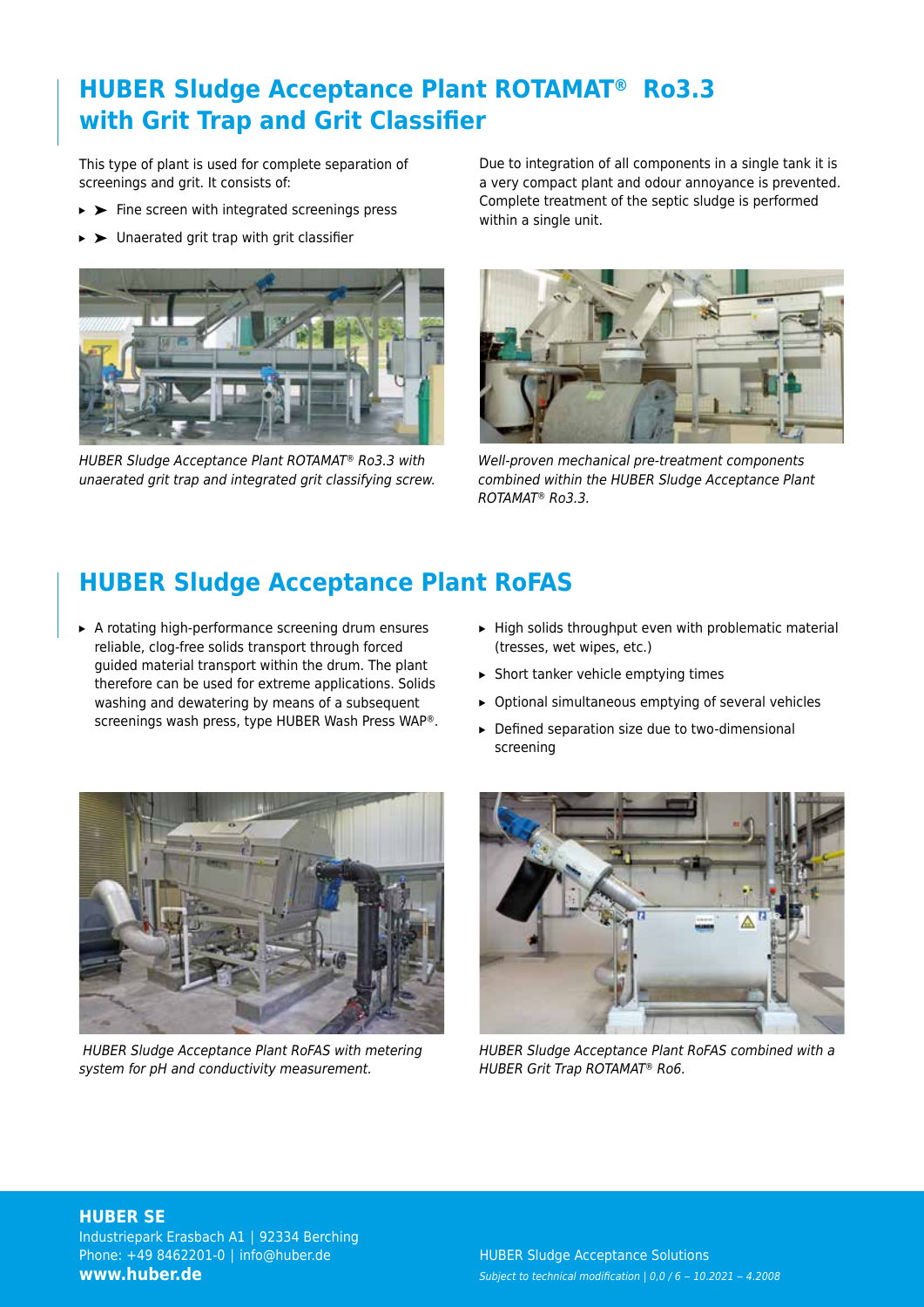## HUBER Sludge Acceptance Plant ROTAMAT® Ro3.3 with Grit Trap and Grit Classifier

This type of plant is used for complete separation of screenings and grit. It consists of:

- Fine screen with integrated screenings press
- Unaerated grit trap with grit classifier

Due to integration of all components in a single tank it is a very compact plant and odour annoyance is prevented. Complete treatment of the septic sludge is performed within a single unit.

*HUBER Sludge Acceptance Plant ROTAMAT® Ro3.3 with unaerated grit trap and integrated grit classifying screw.*

*Well-proven mechanical pre-treatment components combined within the HUBER Sludge Acceptance Plant ROTAMAT® Ro3.3.*

## HUBER Sludge Acceptance Plant RoFAS

- A rotating high-performance screening drum ensures reliable, clog-free solids transport through forced guided material transport within the drum. The plant therefore can be used for extreme applications. Solids washing and dewatering by means of a subsequent screenings wash press, type HUBER Wash Press WAP®.
- High solids throughput even with problematic material (tresses, wet wipes, etc.)
- Short tanker vehicle emptying times
- Optional simultaneous emptying of several vehicles
- Defined separation size due to two-dimensional screening

*HUBER Sludge Acceptance Plant RoFAS with metering system for pH and conductivity measurement.*

*HUBER Sludge Acceptance Plant RoFAS combined with a HUBER Grit Trap ROTAMAT® Ro6.*

**HUBER SE**
Industriepark Erasbach A1 | 92334 Berching
Phone: +49 8462201-0 | info@huber.de
**www.huber.de**

HUBER Sludge Acceptance Solutions
*Subject to technical modification | 0,0 / 6 – 10.2021 – 4.2008*